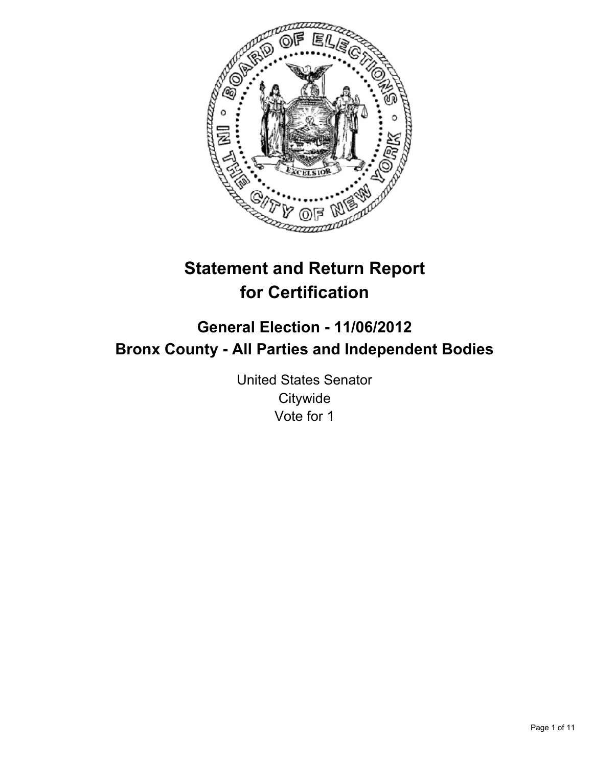# Statement and Return Report for Certification

## General Election - 11/06/2012
## Bronx County - All Parties and Independent Bodies

United States Senator
Citywide
Vote for 1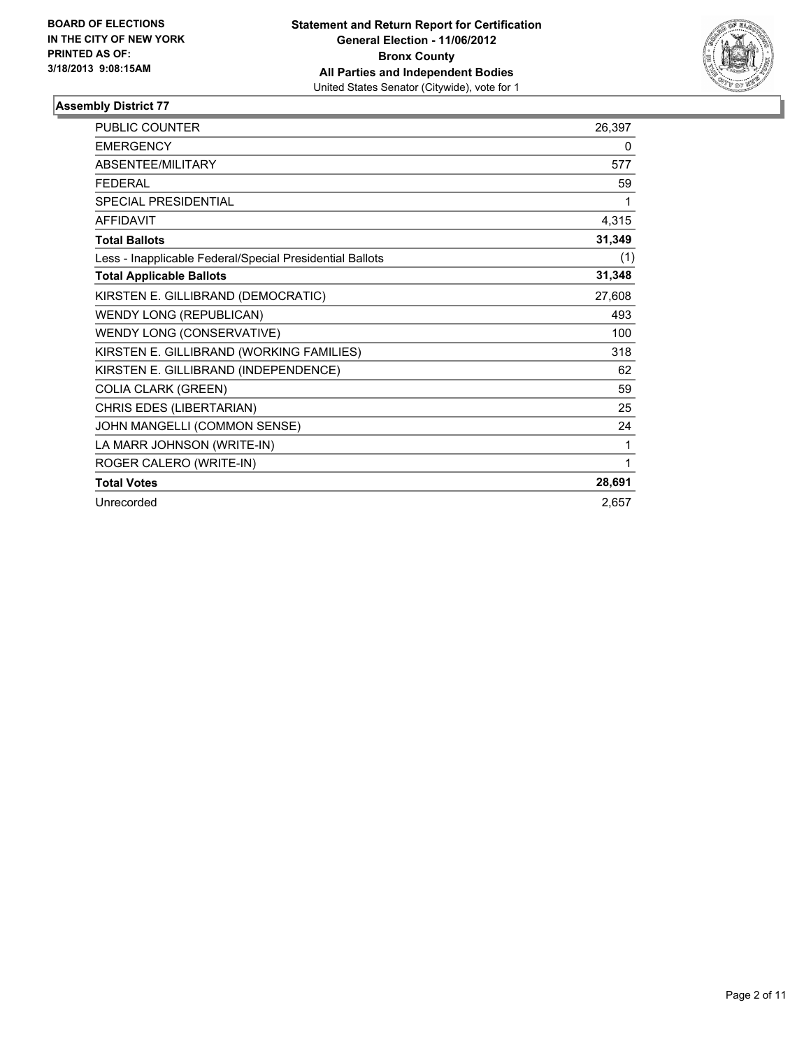BOARD OF ELECTIONS
IN THE CITY OF NEW YORK
PRINTED AS OF:
3/18/2013 9:08:15AM

**Statement and Return Report for Certification**
**General Election - 11/06/2012**
**Bronx County**
**All Parties and Independent Bodies**
United States Senator (Citywide), vote for 1

## Assembly District 77

| | |
|---|---|
| PUBLIC COUNTER | 26,397 |
| EMERGENCY | 0 |
| ABSENTEE/MILITARY | 577 |
| FEDERAL | 59 |
| SPECIAL PRESIDENTIAL | 1 |
| AFFIDAVIT | 4,315 |
| **Total Ballots** | **31,349** |
| Less - Inapplicable Federal/Special Presidential Ballots | (1) |
| **Total Applicable Ballots** | **31,348** |
| KIRSTEN E. GILLIBRAND (DEMOCRATIC) | 27,608 |
| WENDY LONG (REPUBLICAN) | 493 |
| WENDY LONG (CONSERVATIVE) | 100 |
| KIRSTEN E. GILLIBRAND (WORKING FAMILIES) | 318 |
| KIRSTEN E. GILLIBRAND (INDEPENDENCE) | 62 |
| COLIA CLARK (GREEN) | 59 |
| CHRIS EDES (LIBERTARIAN) | 25 |
| JOHN MANGELLI (COMMON SENSE) | 24 |
| LA MARR JOHNSON (WRITE-IN) | 1 |
| ROGER CALERO (WRITE-IN) | 1 |
| **Total Votes** | **28,691** |
| Unrecorded | 2,657 |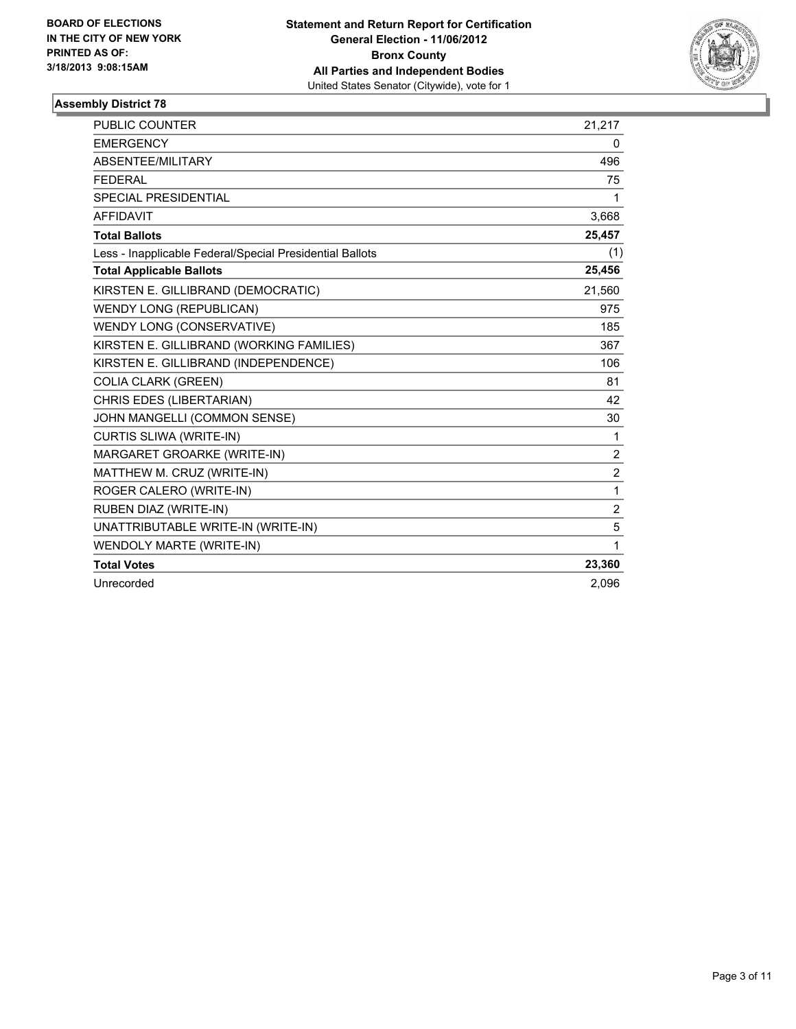BOARD OF ELECTIONS
IN THE CITY OF NEW YORK
PRINTED AS OF:
3/18/2013 9:08:15AM

**Statement and Return Report for Certification**
**General Election - 11/06/2012**
**Bronx County**
**All Parties and Independent Bodies**
United States Senator (Citywide), vote for 1

## Assembly District 78

| | |
|---|---|
| PUBLIC COUNTER | 21,217 |
| EMERGENCY | 0 |
| ABSENTEE/MILITARY | 496 |
| FEDERAL | 75 |
| SPECIAL PRESIDENTIAL | 1 |
| AFFIDAVIT | 3,668 |
| **Total Ballots** | **25,457** |
| Less - Inapplicable Federal/Special Presidential Ballots | (1) |
| **Total Applicable Ballots** | **25,456** |
| KIRSTEN E. GILLIBRAND (DEMOCRATIC) | 21,560 |
| WENDY LONG (REPUBLICAN) | 975 |
| WENDY LONG (CONSERVATIVE) | 185 |
| KIRSTEN E. GILLIBRAND (WORKING FAMILIES) | 367 |
| KIRSTEN E. GILLIBRAND (INDEPENDENCE) | 106 |
| COLIA CLARK (GREEN) | 81 |
| CHRIS EDES (LIBERTARIAN) | 42 |
| JOHN MANGELLI (COMMON SENSE) | 30 |
| CURTIS SLIWA (WRITE-IN) | 1 |
| MARGARET GROARKE (WRITE-IN) | 2 |
| MATTHEW M. CRUZ (WRITE-IN) | 2 |
| ROGER CALERO (WRITE-IN) | 1 |
| RUBEN DIAZ (WRITE-IN) | 2 |
| UNATTRIBUTABLE WRITE-IN (WRITE-IN) | 5 |
| WENDOLY MARTE (WRITE-IN) | 1 |
| **Total Votes** | **23,360** |
| Unrecorded | 2,096 |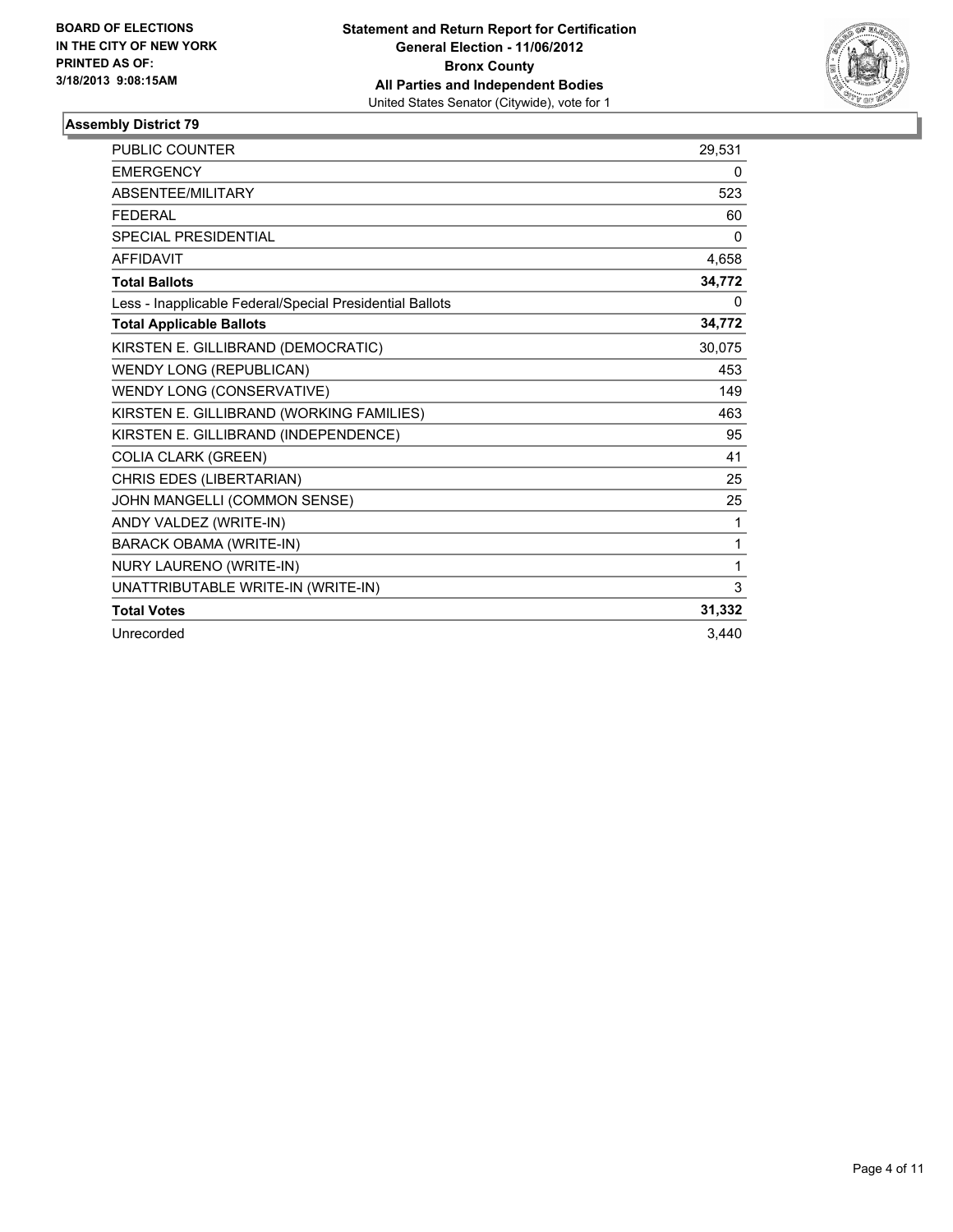**BOARD OF ELECTIONS IN THE CITY OF NEW YORK PRINTED AS OF: 3/18/2013 9:08:15AM**

**Statement and Return Report for Certification**
**General Election - 11/06/2012**
**Bronx County**
**All Parties and Independent Bodies**
United States Senator (Citywide), vote for 1

### Assembly District 79

| | |
|---|---|
| PUBLIC COUNTER | 29,531 |
| EMERGENCY | 0 |
| ABSENTEE/MILITARY | 523 |
| FEDERAL | 60 |
| SPECIAL PRESIDENTIAL | 0 |
| AFFIDAVIT | 4,658 |
| **Total Ballots** | **34,772** |
| Less - Inapplicable Federal/Special Presidential Ballots | 0 |
| **Total Applicable Ballots** | **34,772** |
| KIRSTEN E. GILLIBRAND (DEMOCRATIC) | 30,075 |
| WENDY LONG (REPUBLICAN) | 453 |
| WENDY LONG (CONSERVATIVE) | 149 |
| KIRSTEN E. GILLIBRAND (WORKING FAMILIES) | 463 |
| KIRSTEN E. GILLIBRAND (INDEPENDENCE) | 95 |
| COLIA CLARK (GREEN) | 41 |
| CHRIS EDES (LIBERTARIAN) | 25 |
| JOHN MANGELLI (COMMON SENSE) | 25 |
| ANDY VALDEZ (WRITE-IN) | 1 |
| BARACK OBAMA (WRITE-IN) | 1 |
| NURY LAURENO (WRITE-IN) | 1 |
| UNATTRIBUTABLE WRITE-IN (WRITE-IN) | 3 |
| **Total Votes** | **31,332** |
| Unrecorded | 3,440 |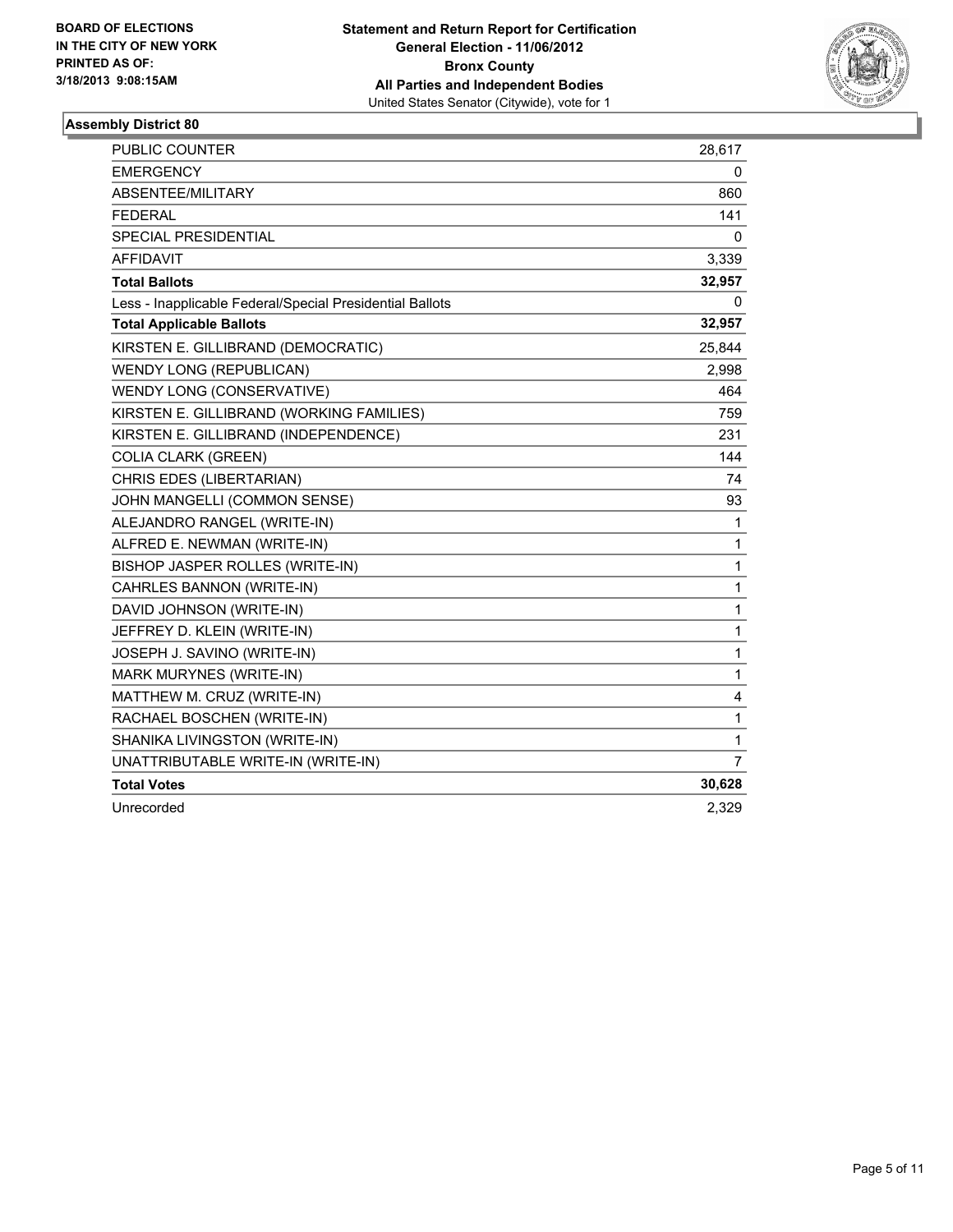**BOARD OF ELECTIONS**
**IN THE CITY OF NEW YORK**
**PRINTED AS OF:**
**3/18/2013 9:08:15AM**

**Statement and Return Report for Certification**
**General Election - 11/06/2012**
**Bronx County**
**All Parties and Independent Bodies**
United States Senator (Citywide), vote for 1

### Assembly District 80

| | |
|---|---|
| PUBLIC COUNTER | 28,617 |
| EMERGENCY | 0 |
| ABSENTEE/MILITARY | 860 |
| FEDERAL | 141 |
| SPECIAL PRESIDENTIAL | 0 |
| AFFIDAVIT | 3,339 |
| **Total Ballots** | **32,957** |
| Less - Inapplicable Federal/Special Presidential Ballots | 0 |
| **Total Applicable Ballots** | **32,957** |
| KIRSTEN E. GILLIBRAND (DEMOCRATIC) | 25,844 |
| WENDY LONG (REPUBLICAN) | 2,998 |
| WENDY LONG (CONSERVATIVE) | 464 |
| KIRSTEN E. GILLIBRAND (WORKING FAMILIES) | 759 |
| KIRSTEN E. GILLIBRAND (INDEPENDENCE) | 231 |
| COLIA CLARK (GREEN) | 144 |
| CHRIS EDES (LIBERTARIAN) | 74 |
| JOHN MANGELLI (COMMON SENSE) | 93 |
| ALEJANDRO RANGEL (WRITE-IN) | 1 |
| ALFRED E. NEWMAN (WRITE-IN) | 1 |
| BISHOP JASPER ROLLES (WRITE-IN) | 1 |
| CAHRLES BANNON (WRITE-IN) | 1 |
| DAVID JOHNSON (WRITE-IN) | 1 |
| JEFFREY D. KLEIN (WRITE-IN) | 1 |
| JOSEPH J. SAVINO (WRITE-IN) | 1 |
| MARK MURYNES (WRITE-IN) | 1 |
| MATTHEW M. CRUZ (WRITE-IN) | 4 |
| RACHAEL BOSCHEN (WRITE-IN) | 1 |
| SHANIKA LIVINGSTON (WRITE-IN) | 1 |
| UNATTRIBUTABLE WRITE-IN (WRITE-IN) | 7 |
| **Total Votes** | **30,628** |
| Unrecorded | 2,329 |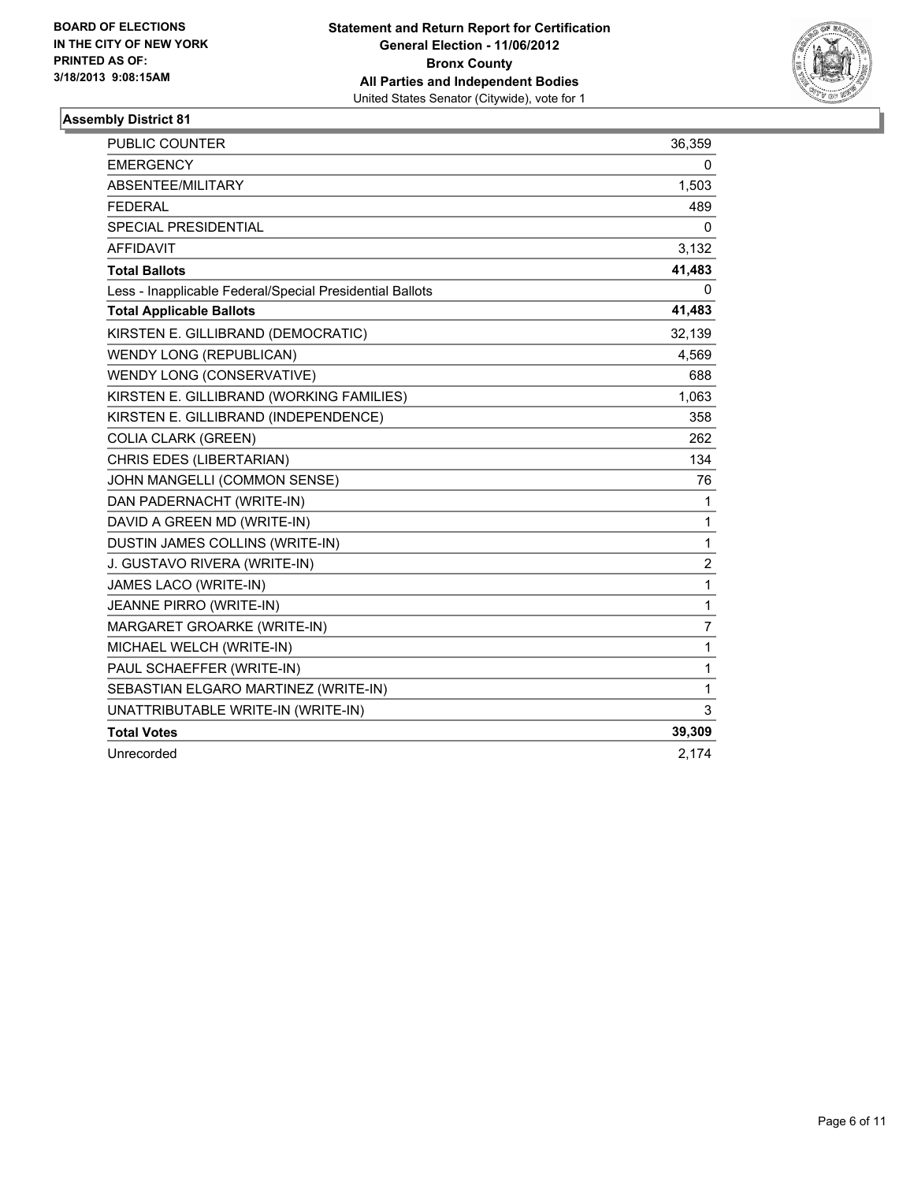**BOARD OF ELECTIONS IN THE CITY OF NEW YORK PRINTED AS OF: 3/18/2013 9:08:15AM**

**Statement and Return Report for Certification General Election - 11/06/2012 Bronx County All Parties and Independent Bodies**
United States Senator (Citywide), vote for 1

### Assembly District 81

| | |
|---|---|
| PUBLIC COUNTER | 36,359 |
| EMERGENCY | 0 |
| ABSENTEE/MILITARY | 1,503 |
| FEDERAL | 489 |
| SPECIAL PRESIDENTIAL | 0 |
| AFFIDAVIT | 3,132 |
| **Total Ballots** | **41,483** |
| Less - Inapplicable Federal/Special Presidential Ballots | 0 |
| **Total Applicable Ballots** | **41,483** |
| KIRSTEN E. GILLIBRAND (DEMOCRATIC) | 32,139 |
| WENDY LONG (REPUBLICAN) | 4,569 |
| WENDY LONG (CONSERVATIVE) | 688 |
| KIRSTEN E. GILLIBRAND (WORKING FAMILIES) | 1,063 |
| KIRSTEN E. GILLIBRAND (INDEPENDENCE) | 358 |
| COLIA CLARK (GREEN) | 262 |
| CHRIS EDES (LIBERTARIAN) | 134 |
| JOHN MANGELLI (COMMON SENSE) | 76 |
| DAN PADERNACHT (WRITE-IN) | 1 |
| DAVID A GREEN MD (WRITE-IN) | 1 |
| DUSTIN JAMES COLLINS (WRITE-IN) | 1 |
| J. GUSTAVO RIVERA (WRITE-IN) | 2 |
| JAMES LACO (WRITE-IN) | 1 |
| JEANNE PIRRO (WRITE-IN) | 1 |
| MARGARET GROARKE (WRITE-IN) | 7 |
| MICHAEL WELCH (WRITE-IN) | 1 |
| PAUL SCHAEFFER (WRITE-IN) | 1 |
| SEBASTIAN ELGARO MARTINEZ (WRITE-IN) | 1 |
| UNATTRIBUTABLE WRITE-IN (WRITE-IN) | 3 |
| **Total Votes** | **39,309** |
| Unrecorded | 2,174 |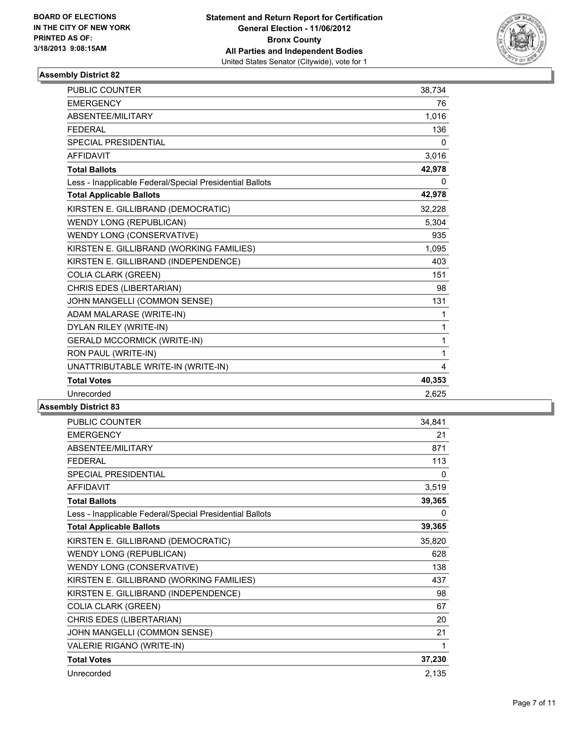**BOARD OF ELECTIONS IN THE CITY OF NEW YORK PRINTED AS OF: 3/18/2013 9:08:15AM**

**Statement and Return Report for Certification**
**General Election - 11/06/2012**
**Bronx County**
**All Parties and Independent Bodies**
United States Senator (Citywide), vote for 1

### Assembly District 82

| | |
|---|---|
| PUBLIC COUNTER | 38,734 |
| EMERGENCY | 76 |
| ABSENTEE/MILITARY | 1,016 |
| FEDERAL | 136 |
| SPECIAL PRESIDENTIAL | 0 |
| AFFIDAVIT | 3,016 |
| **Total Ballots** | **42,978** |
| Less - Inapplicable Federal/Special Presidential Ballots | 0 |
| **Total Applicable Ballots** | **42,978** |
| KIRSTEN E. GILLIBRAND (DEMOCRATIC) | 32,228 |
| WENDY LONG (REPUBLICAN) | 5,304 |
| WENDY LONG (CONSERVATIVE) | 935 |
| KIRSTEN E. GILLIBRAND (WORKING FAMILIES) | 1,095 |
| KIRSTEN E. GILLIBRAND (INDEPENDENCE) | 403 |
| COLIA CLARK (GREEN) | 151 |
| CHRIS EDES (LIBERTARIAN) | 98 |
| JOHN MANGELLI (COMMON SENSE) | 131 |
| ADAM MALARASE (WRITE-IN) | 1 |
| DYLAN RILEY (WRITE-IN) | 1 |
| GERALD MCCORMICK (WRITE-IN) | 1 |
| RON PAUL (WRITE-IN) | 1 |
| UNATTRIBUTABLE WRITE-IN (WRITE-IN) | 4 |
| **Total Votes** | **40,353** |
| Unrecorded | 2,625 |

### Assembly District 83

| | |
|---|---|
| PUBLIC COUNTER | 34,841 |
| EMERGENCY | 21 |
| ABSENTEE/MILITARY | 871 |
| FEDERAL | 113 |
| SPECIAL PRESIDENTIAL | 0 |
| AFFIDAVIT | 3,519 |
| **Total Ballots** | **39,365** |
| Less - Inapplicable Federal/Special Presidential Ballots | 0 |
| **Total Applicable Ballots** | **39,365** |
| KIRSTEN E. GILLIBRAND (DEMOCRATIC) | 35,820 |
| WENDY LONG (REPUBLICAN) | 628 |
| WENDY LONG (CONSERVATIVE) | 138 |
| KIRSTEN E. GILLIBRAND (WORKING FAMILIES) | 437 |
| KIRSTEN E. GILLIBRAND (INDEPENDENCE) | 98 |
| COLIA CLARK (GREEN) | 67 |
| CHRIS EDES (LIBERTARIAN) | 20 |
| JOHN MANGELLI (COMMON SENSE) | 21 |
| VALERIE RIGANO (WRITE-IN) | 1 |
| **Total Votes** | **37,230** |
| Unrecorded | 2,135 |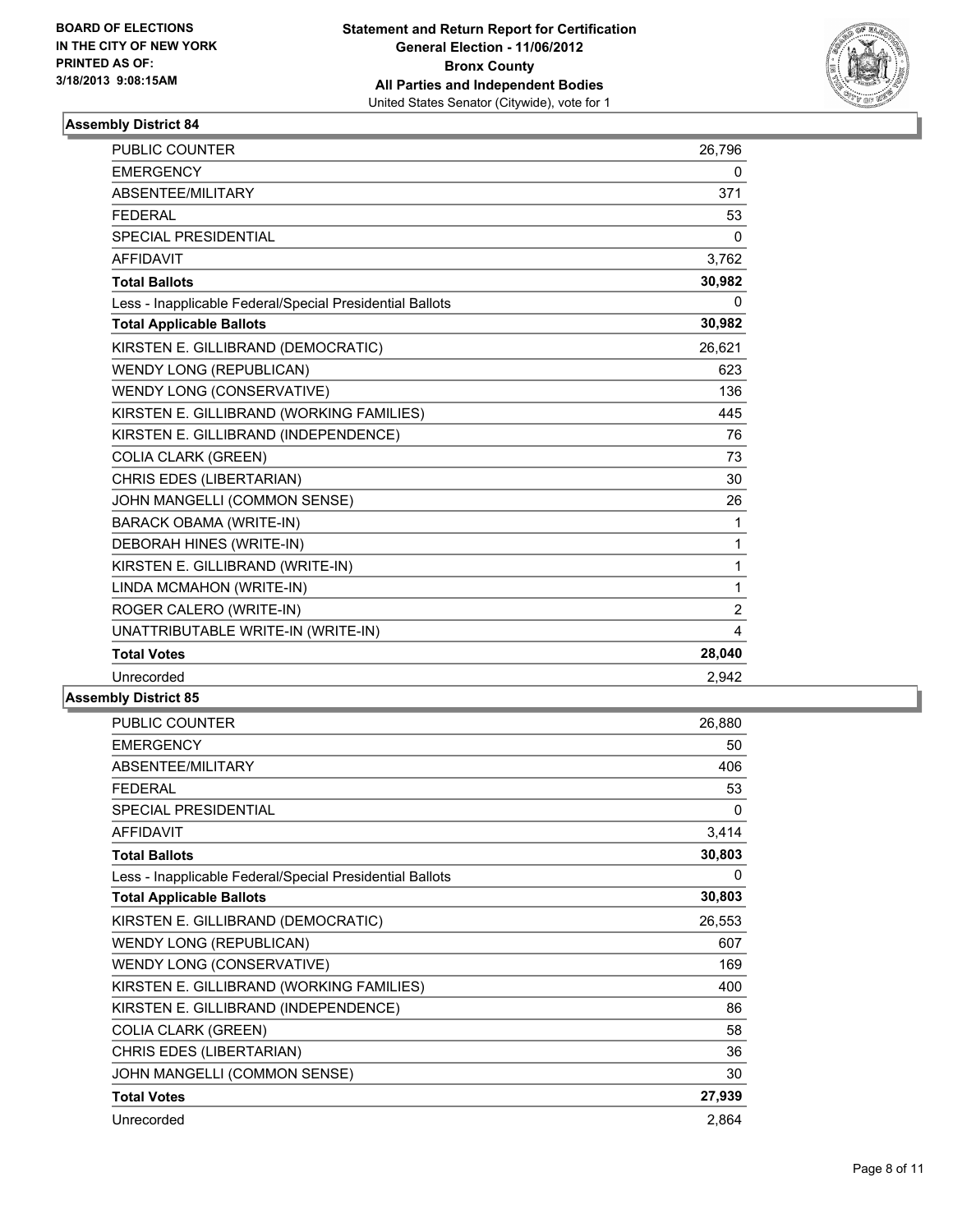BOARD OF ELECTIONS
IN THE CITY OF NEW YORK
PRINTED AS OF:
3/18/2013 9:08:15AM

**Statement and Return Report for Certification**
**General Election - 11/06/2012**
**Bronx County**
**All Parties and Independent Bodies**
United States Senator (Citywide), vote for 1

### Assembly District 84

| | |
|---|---|
| PUBLIC COUNTER | 26,796 |
| EMERGENCY | 0 |
| ABSENTEE/MILITARY | 371 |
| FEDERAL | 53 |
| SPECIAL PRESIDENTIAL | 0 |
| AFFIDAVIT | 3,762 |
| **Total Ballots** | **30,982** |
| Less - Inapplicable Federal/Special Presidential Ballots | 0 |
| **Total Applicable Ballots** | **30,982** |
| KIRSTEN E. GILLIBRAND (DEMOCRATIC) | 26,621 |
| WENDY LONG (REPUBLICAN) | 623 |
| WENDY LONG (CONSERVATIVE) | 136 |
| KIRSTEN E. GILLIBRAND (WORKING FAMILIES) | 445 |
| KIRSTEN E. GILLIBRAND (INDEPENDENCE) | 76 |
| COLIA CLARK (GREEN) | 73 |
| CHRIS EDES (LIBERTARIAN) | 30 |
| JOHN MANGELLI (COMMON SENSE) | 26 |
| BARACK OBAMA (WRITE-IN) | 1 |
| DEBORAH HINES (WRITE-IN) | 1 |
| KIRSTEN E. GILLIBRAND (WRITE-IN) | 1 |
| LINDA MCMAHON (WRITE-IN) | 1 |
| ROGER CALERO (WRITE-IN) | 2 |
| UNATTRIBUTABLE WRITE-IN (WRITE-IN) | 4 |
| **Total Votes** | **28,040** |
| Unrecorded | 2,942 |

### Assembly District 85

| | |
|---|---|
| PUBLIC COUNTER | 26,880 |
| EMERGENCY | 50 |
| ABSENTEE/MILITARY | 406 |
| FEDERAL | 53 |
| SPECIAL PRESIDENTIAL | 0 |
| AFFIDAVIT | 3,414 |
| **Total Ballots** | **30,803** |
| Less - Inapplicable Federal/Special Presidential Ballots | 0 |
| **Total Applicable Ballots** | **30,803** |
| KIRSTEN E. GILLIBRAND (DEMOCRATIC) | 26,553 |
| WENDY LONG (REPUBLICAN) | 607 |
| WENDY LONG (CONSERVATIVE) | 169 |
| KIRSTEN E. GILLIBRAND (WORKING FAMILIES) | 400 |
| KIRSTEN E. GILLIBRAND (INDEPENDENCE) | 86 |
| COLIA CLARK (GREEN) | 58 |
| CHRIS EDES (LIBERTARIAN) | 36 |
| JOHN MANGELLI (COMMON SENSE) | 30 |
| **Total Votes** | **27,939** |
| Unrecorded | 2,864 |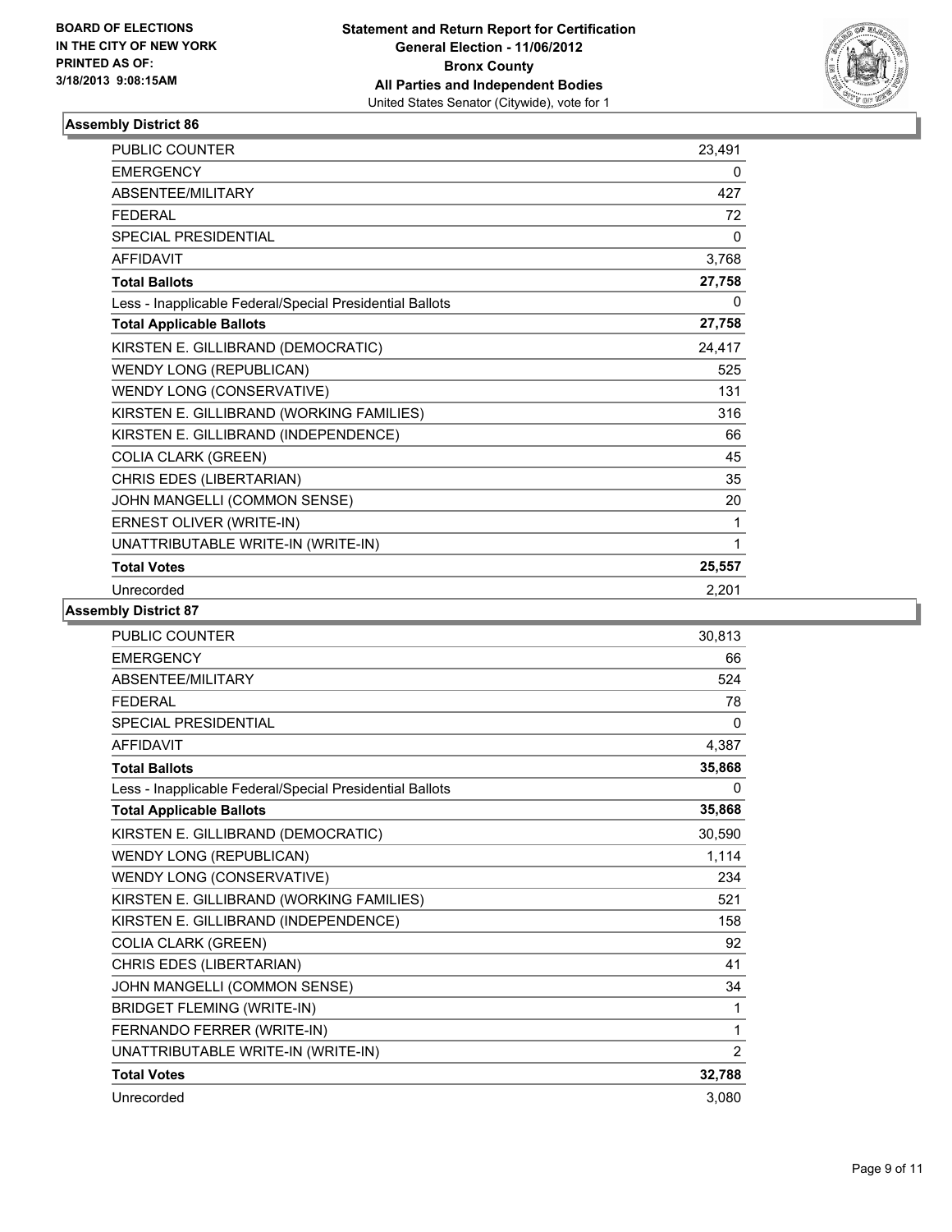BOARD OF ELECTIONS
IN THE CITY OF NEW YORK
PRINTED AS OF:
3/18/2013 9:08:15AM

**Statement and Return Report for Certification**
**General Election - 11/06/2012**
**Bronx County**
**All Parties and Independent Bodies**
United States Senator (Citywide), vote for 1

### Assembly District 86

| | |
|---|---|
| PUBLIC COUNTER | 23,491 |
| EMERGENCY | 0 |
| ABSENTEE/MILITARY | 427 |
| FEDERAL | 72 |
| SPECIAL PRESIDENTIAL | 0 |
| AFFIDAVIT | 3,768 |
| **Total Ballots** | **27,758** |
| Less - Inapplicable Federal/Special Presidential Ballots | 0 |
| **Total Applicable Ballots** | **27,758** |
| KIRSTEN E. GILLIBRAND (DEMOCRATIC) | 24,417 |
| WENDY LONG (REPUBLICAN) | 525 |
| WENDY LONG (CONSERVATIVE) | 131 |
| KIRSTEN E. GILLIBRAND (WORKING FAMILIES) | 316 |
| KIRSTEN E. GILLIBRAND (INDEPENDENCE) | 66 |
| COLIA CLARK (GREEN) | 45 |
| CHRIS EDES (LIBERTARIAN) | 35 |
| JOHN MANGELLI (COMMON SENSE) | 20 |
| ERNEST OLIVER (WRITE-IN) | 1 |
| UNATTRIBUTABLE WRITE-IN (WRITE-IN) | 1 |
| **Total Votes** | **25,557** |
| Unrecorded | 2,201 |

### Assembly District 87

| | |
|---|---|
| PUBLIC COUNTER | 30,813 |
| EMERGENCY | 66 |
| ABSENTEE/MILITARY | 524 |
| FEDERAL | 78 |
| SPECIAL PRESIDENTIAL | 0 |
| AFFIDAVIT | 4,387 |
| **Total Ballots** | **35,868** |
| Less - Inapplicable Federal/Special Presidential Ballots | 0 |
| **Total Applicable Ballots** | **35,868** |
| KIRSTEN E. GILLIBRAND (DEMOCRATIC) | 30,590 |
| WENDY LONG (REPUBLICAN) | 1,114 |
| WENDY LONG (CONSERVATIVE) | 234 |
| KIRSTEN E. GILLIBRAND (WORKING FAMILIES) | 521 |
| KIRSTEN E. GILLIBRAND (INDEPENDENCE) | 158 |
| COLIA CLARK (GREEN) | 92 |
| CHRIS EDES (LIBERTARIAN) | 41 |
| JOHN MANGELLI (COMMON SENSE) | 34 |
| BRIDGET FLEMING (WRITE-IN) | 1 |
| FERNANDO FERRER (WRITE-IN) | 1 |
| UNATTRIBUTABLE WRITE-IN (WRITE-IN) | 2 |
| **Total Votes** | **32,788** |
| Unrecorded | 3,080 |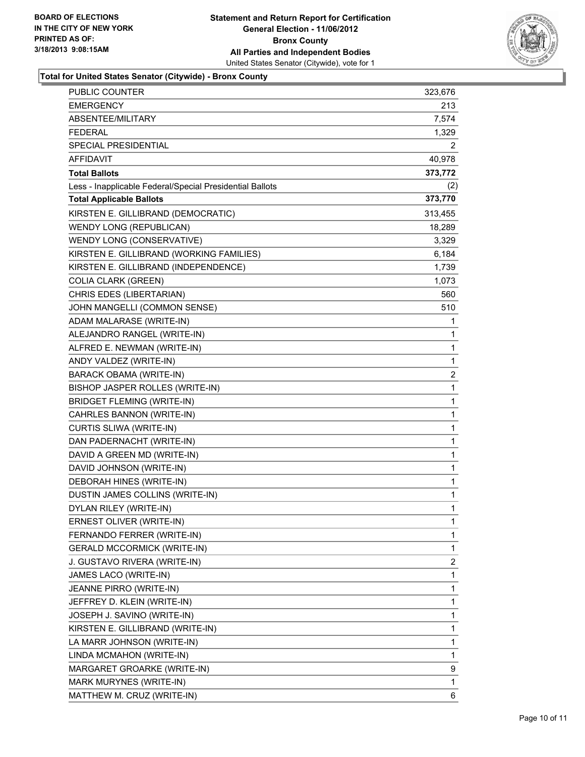BOARD OF ELECTIONS
IN THE CITY OF NEW YORK
PRINTED AS OF:
3/18/2013 9:08:15AM

**Statement and Return Report for Certification**
**General Election - 11/06/2012**
**Bronx County**
**All Parties and Independent Bodies**
United States Senator (Citywide), vote for 1

**Total for United States Senator (Citywide) - Bronx County**

| | |
|---|---|
| PUBLIC COUNTER | 323,676 |
| EMERGENCY | 213 |
| ABSENTEE/MILITARY | 7,574 |
| FEDERAL | 1,329 |
| SPECIAL PRESIDENTIAL | 2 |
| AFFIDAVIT | 40,978 |
| **Total Ballots** | **373,772** |
| Less - Inapplicable Federal/Special Presidential Ballots | (2) |
| **Total Applicable Ballots** | **373,770** |
| KIRSTEN E. GILLIBRAND (DEMOCRATIC) | 313,455 |
| WENDY LONG (REPUBLICAN) | 18,289 |
| WENDY LONG (CONSERVATIVE) | 3,329 |
| KIRSTEN E. GILLIBRAND (WORKING FAMILIES) | 6,184 |
| KIRSTEN E. GILLIBRAND (INDEPENDENCE) | 1,739 |
| COLIA CLARK (GREEN) | 1,073 |
| CHRIS EDES (LIBERTARIAN) | 560 |
| JOHN MANGELLI (COMMON SENSE) | 510 |
| ADAM MALARASE (WRITE-IN) | 1 |
| ALEJANDRO RANGEL (WRITE-IN) | 1 |
| ALFRED E. NEWMAN (WRITE-IN) | 1 |
| ANDY VALDEZ (WRITE-IN) | 1 |
| BARACK OBAMA (WRITE-IN) | 2 |
| BISHOP JASPER ROLLES (WRITE-IN) | 1 |
| BRIDGET FLEMING (WRITE-IN) | 1 |
| CAHRLES BANNON (WRITE-IN) | 1 |
| CURTIS SLIWA (WRITE-IN) | 1 |
| DAN PADERNACHT (WRITE-IN) | 1 |
| DAVID A GREEN MD (WRITE-IN) | 1 |
| DAVID JOHNSON (WRITE-IN) | 1 |
| DEBORAH HINES (WRITE-IN) | 1 |
| DUSTIN JAMES COLLINS (WRITE-IN) | 1 |
| DYLAN RILEY (WRITE-IN) | 1 |
| ERNEST OLIVER (WRITE-IN) | 1 |
| FERNANDO FERRER (WRITE-IN) | 1 |
| GERALD MCCORMICK (WRITE-IN) | 1 |
| J. GUSTAVO RIVERA (WRITE-IN) | 2 |
| JAMES LACO (WRITE-IN) | 1 |
| JEANNE PIRRO (WRITE-IN) | 1 |
| JEFFREY D. KLEIN (WRITE-IN) | 1 |
| JOSEPH J. SAVINO (WRITE-IN) | 1 |
| KIRSTEN E. GILLIBRAND (WRITE-IN) | 1 |
| LA MARR JOHNSON (WRITE-IN) | 1 |
| LINDA MCMAHON (WRITE-IN) | 1 |
| MARGARET GROARKE (WRITE-IN) | 9 |
| MARK MURYNES (WRITE-IN) | 1 |
| MATTHEW M. CRUZ (WRITE-IN) | 6 |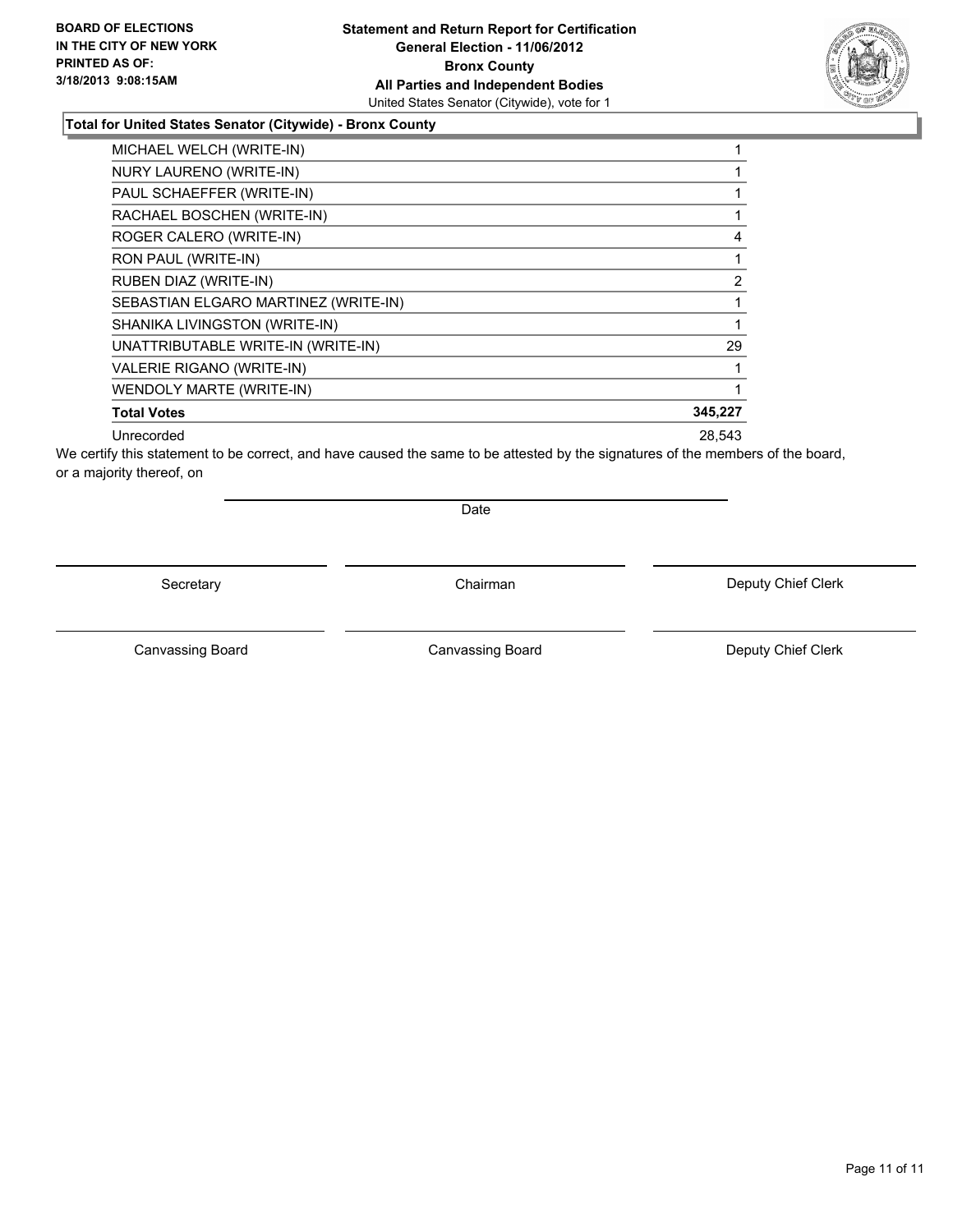**BOARD OF ELECTIONS IN THE CITY OF NEW YORK PRINTED AS OF: 3/18/2013 9:08:15AM**

**Statement and Return Report for Certification**
**General Election - 11/06/2012**
**Bronx County**
**All Parties and Independent Bodies**
United States Senator (Citywide), vote for 1

**Total for United States Senator (Citywide) - Bronx County**

| | |
|---|---|
| MICHAEL WELCH (WRITE-IN) | 1 |
| NURY LAURENO (WRITE-IN) | 1 |
| PAUL SCHAEFFER (WRITE-IN) | 1 |
| RACHAEL BOSCHEN (WRITE-IN) | 1 |
| ROGER CALERO (WRITE-IN) | 4 |
| RON PAUL (WRITE-IN) | 1 |
| RUBEN DIAZ (WRITE-IN) | 2 |
| SEBASTIAN ELGARO MARTINEZ (WRITE-IN) | 1 |
| SHANIKA LIVINGSTON (WRITE-IN) | 1 |
| UNATTRIBUTABLE WRITE-IN (WRITE-IN) | 29 |
| VALERIE RIGANO (WRITE-IN) | 1 |
| WENDOLY MARTE (WRITE-IN) | 1 |
| **Total Votes** | **345,227** |
| Unrecorded | 28,543 |

We certify this statement to be correct, and have caused the same to be attested by the signatures of the members of the board, or a majority thereof, on

Date

Secretary | Chairman | Deputy Chief Clerk

Canvassing Board | Canvassing Board | Deputy Chief Clerk